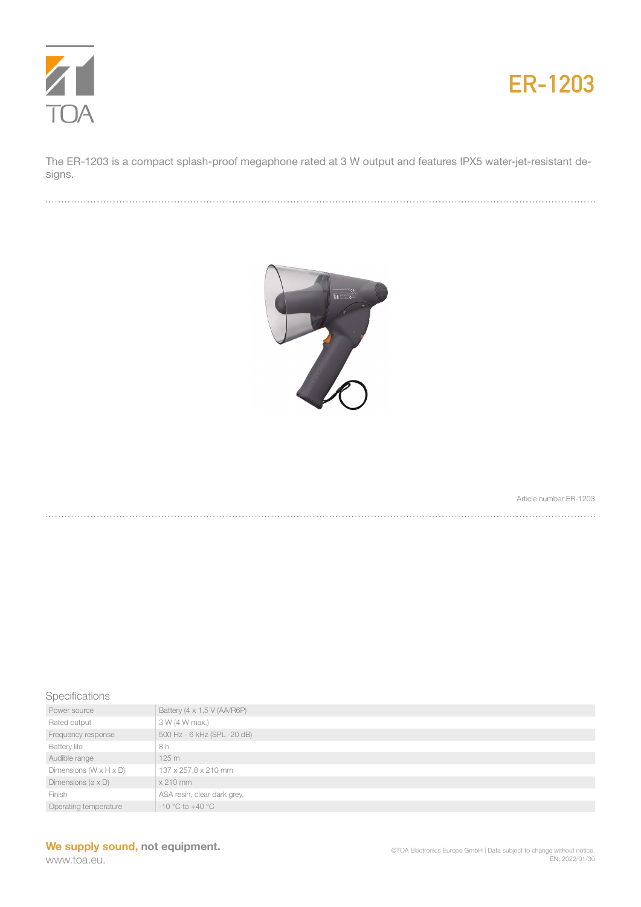# ER-1203

The ER-1203 is a compact splash-proof megaphone rated at 3 W output and features IPX5 water-jet-resistant designs.

Article number:ER-1203

## Specifications

| | |
|---|---|
| Power source | Battery (4 x 1,5 V (AA/R6P) |
| Rated output | 3 W (4 W max.) |
| Frequency response | 500 Hz - 6 kHz (SPL -20 dB) |
| Battery life | 8 h |
| Audible range | 125 m |
| Dimensions (W x H x D) | 137 x 257,8 x 210 mm |
| Dimensions (ø x D) | x 210 mm |
| Finish | ASA resin, clear dark grey, |
| Operating temperature | -10 °C to +40 °C |

**We supply sound, not equipment.**
www.toa.eu.

©TOA Electronics Europe GmbH | Data subject to change without notice.
EN, 2022/01/30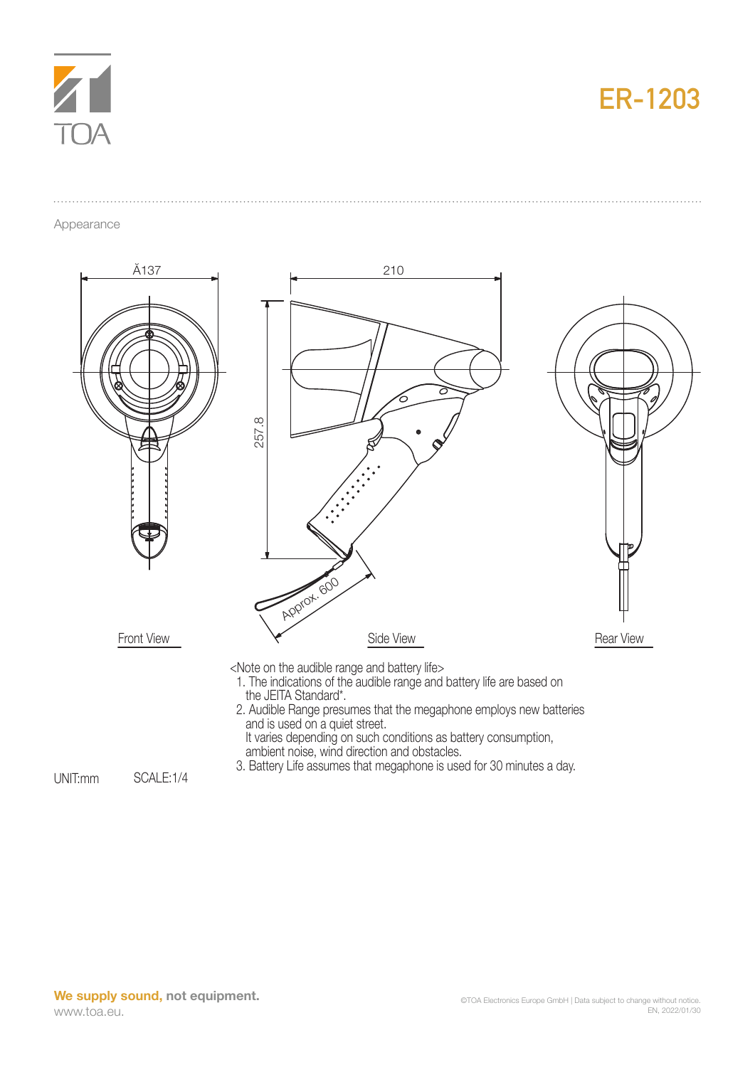# ER-1203

Appearance

Ă137

210

257.8

Approx. 600

Front View

Side View

Rear View

<Note on the audible range and battery life>

1. The indications of the audible range and battery life are based on the JEITA Standard*.
2. Audible Range presumes that the megaphone employs new batteries and is used on a quiet street.
   It varies depending on such conditions as battery consumption, ambient noise, wind direction and obstacles.
3. Battery Life assumes that megaphone is used for 30 minutes a day.

UNIT:mm SCALE:1/4

**We supply sound, not equipment.**
www.toa.eu.

©TOA Electronics Europe GmbH | Data subject to change without notice.
EN, 2022/01/30